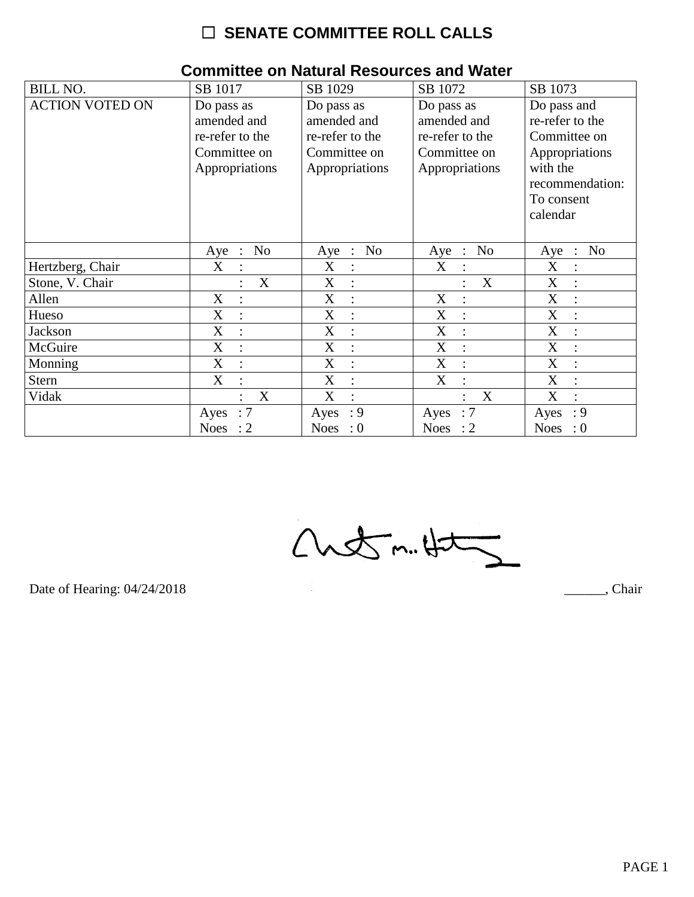# ☐ SENATE COMMITTEE ROLL CALLS

## Committee on Natural Resources and Water

| BILL NO. | SB 1017 | SB 1029 | SB 1072 | SB 1073 |
|---|---|---|---|---|
| ACTION VOTED ON | Do pass as amended and re-refer to the Committee on Appropriations | Do pass as amended and re-refer to the Committee on Appropriations | Do pass as amended and re-refer to the Committee on Appropriations | Do pass and re-refer to the Committee on Appropriations with the recommendation: To consent calendar |
| | Aye : No | Aye : No | Aye : No | Aye : No |
| Hertzberg, Chair | X : | X : | X : | X : |
| Stone, V. Chair | : X | X : | : X | X : |
| Allen | X : | X : | X : | X : |
| Hueso | X : | X : | X : | X : |
| Jackson | X : | X : | X : | X : |
| McGuire | X : | X : | X : | X : |
| Monning | X : | X : | X : | X : |
| Stern | X : | X : | X : | X : |
| Vidak | : X | X : | : X | X : |
| | Ayes : 7<br>Noes : 2 | Ayes : 9<br>Noes : 0 | Ayes : 7<br>Noes : 2 | Ayes : 9<br>Noes : 0 |

Date of Hearing: 04/24/2018

______, Chair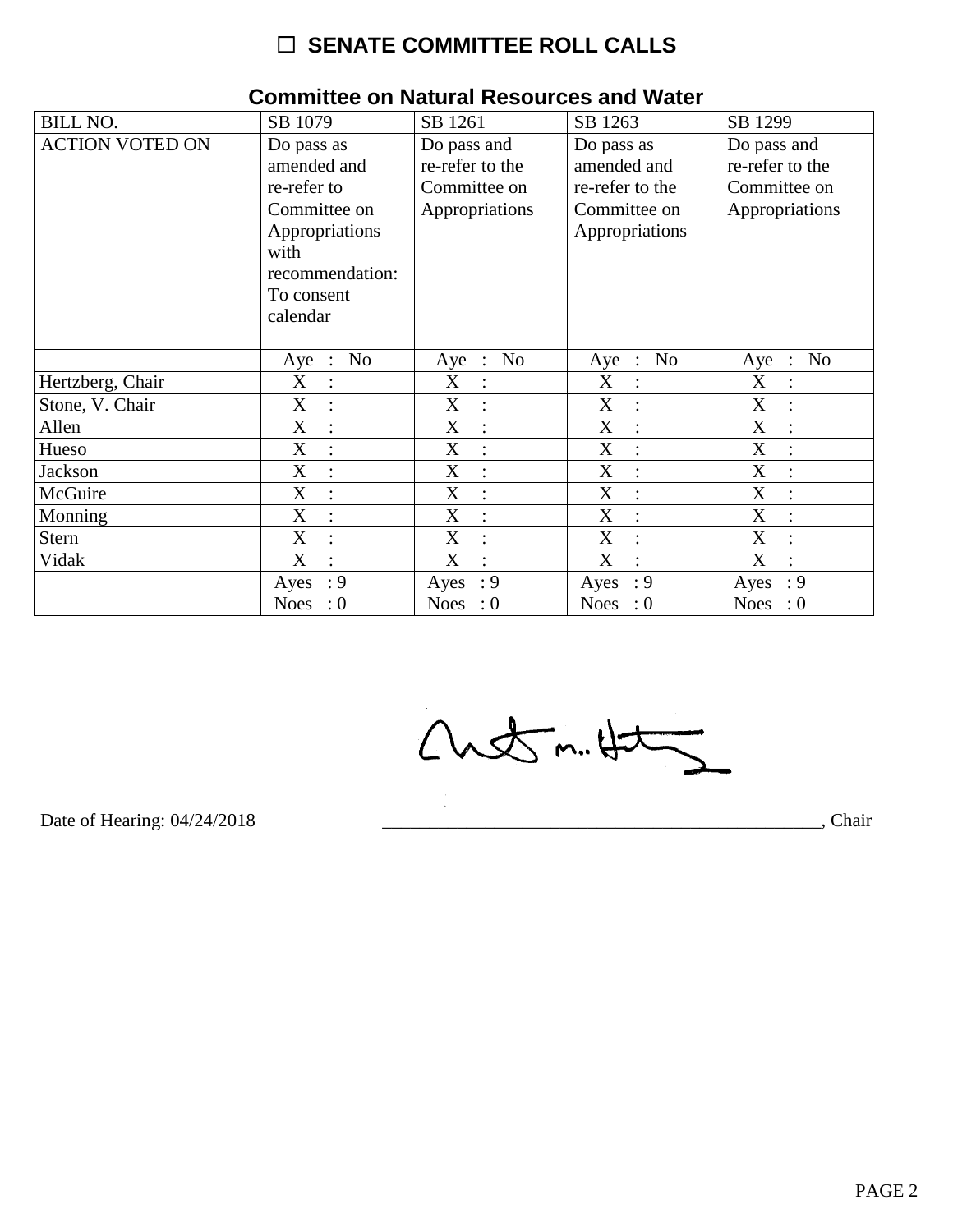# ☐ SENATE COMMITTEE ROLL CALLS

## Committee on Natural Resources and Water

| BILL NO. | SB 1079 | SB 1261 | SB 1263 | SB 1299 |
|---|---|---|---|---|
| ACTION VOTED ON | Do pass as amended and re-refer to Committee on Appropriations with recommendation: To consent calendar | Do pass and re-refer to the Committee on Appropriations | Do pass as amended and re-refer to the Committee on Appropriations | Do pass and re-refer to the Committee on Appropriations |
| | Aye : No | Aye : No | Aye : No | Aye : No |
| Hertzberg, Chair | X : | X : | X : | X : |
| Stone, V. Chair | X : | X : | X : | X : |
| Allen | X : | X : | X : | X : |
| Hueso | X : | X : | X : | X : |
| Jackson | X : | X : | X : | X : |
| McGuire | X : | X : | X : | X : |
| Monning | X : | X : | X : | X : |
| Stern | X : | X : | X : | X : |
| Vidak | X : | X : | X : | X : |
| | Ayes : 9 Noes : 0 | Ayes : 9 Noes : 0 | Ayes : 9 Noes : 0 | Ayes : 9 Noes : 0 |

Date of Hearing: 04/24/2018 ________________________________________________, Chair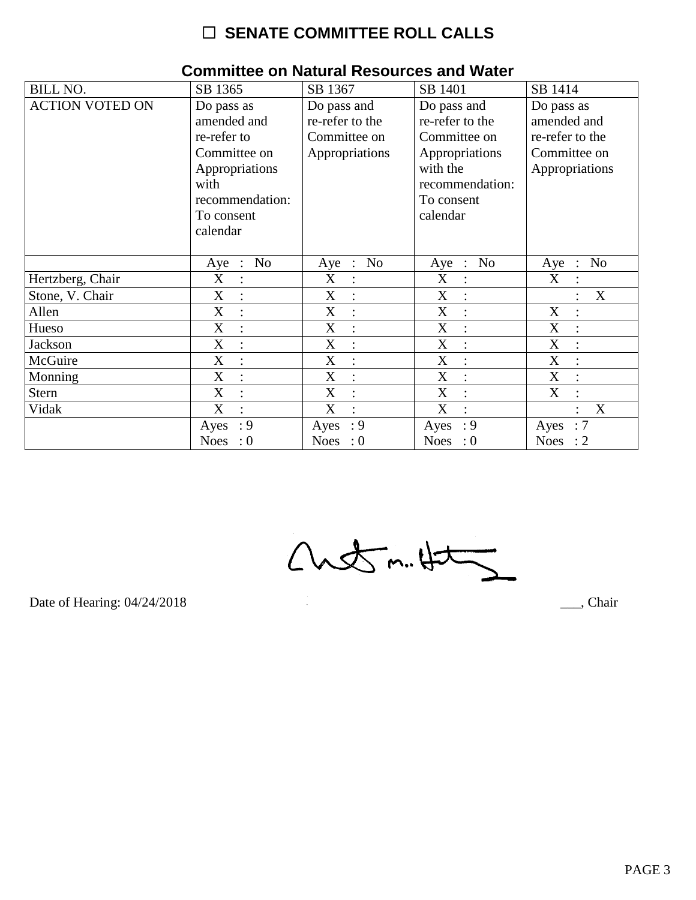# ☐ SENATE COMMITTEE ROLL CALLS

## Committee on Natural Resources and Water

| BILL NO. | SB 1365 | SB 1367 | SB 1401 | SB 1414 |
|---|---|---|---|---|
| ACTION VOTED ON | Do pass as amended and re-refer to Committee on Appropriations with recommendation: To consent calendar | Do pass and re-refer to the Committee on Appropriations | Do pass and re-refer to the Committee on Appropriations with the recommendation: To consent calendar | Do pass as amended and re-refer to the Committee on Appropriations |
| | Aye : No | Aye : No | Aye : No | Aye : No |
| Hertzberg, Chair | X : | X : | X : | X : |
| Stone, V. Chair | X : | X : | X : | : X |
| Allen | X : | X : | X : | X : |
| Hueso | X : | X : | X : | X : |
| Jackson | X : | X : | X : | X : |
| McGuire | X : | X : | X : | X : |
| Monning | X : | X : | X : | X : |
| Stern | X : | X : | X : | X : |
| Vidak | X : | X : | X : | : X |
| | Ayes : 9<br>Noes : 0 | Ayes : 9<br>Noes : 0 | Ayes : 9<br>Noes : 0 | Ayes : 7<br>Noes : 2 |

Date of Hearing: 04/24/2018

___, Chair